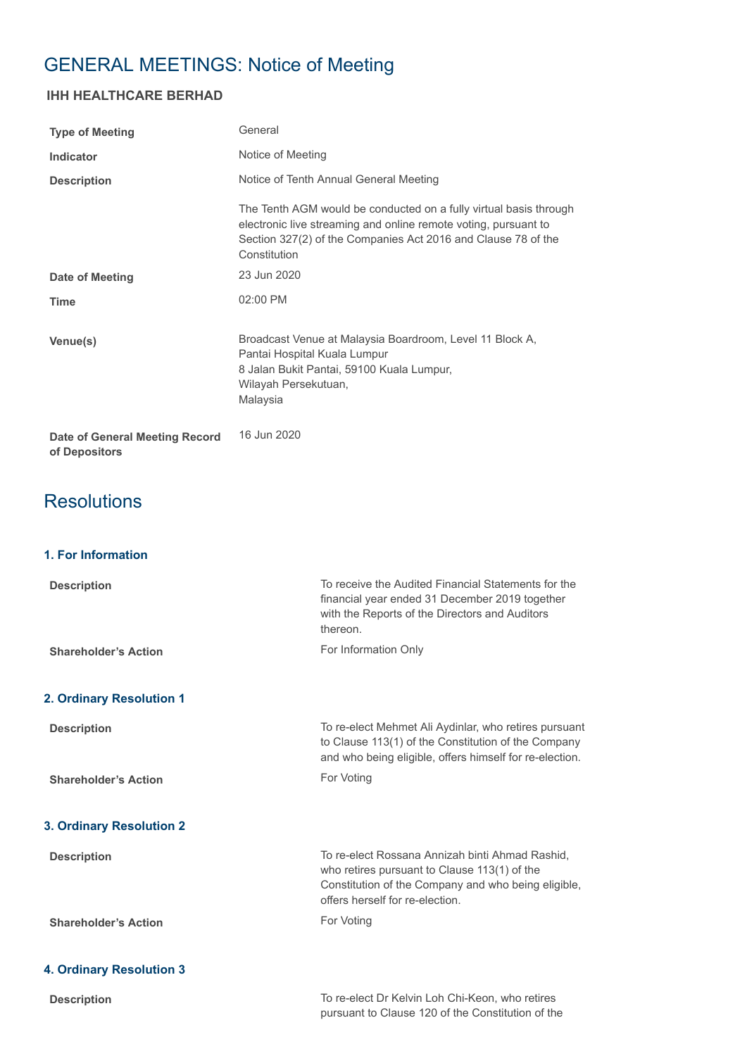# GENERAL MEETINGS: Notice of Meeting

### IHH HEALTHCARE BERHAD

| | |
|---|---|
| **Type of Meeting** | General |
| **Indicator** | Notice of Meeting |
| **Description** | Notice of Tenth Annual General Meeting<br><br>The Tenth AGM would be conducted on a fully virtual basis through electronic live streaming and online remote voting, pursuant to Section 327(2) of the Companies Act 2016 and Clause 78 of the Constitution |
| **Date of Meeting** | 23 Jun 2020 |
| **Time** | 02:00 PM |
| **Venue(s)** | Broadcast Venue at Malaysia Boardroom, Level 11 Block A, Pantai Hospital Kuala Lumpur<br>8 Jalan Bukit Pantai, 59100 Kuala Lumpur,<br>Wilayah Persekutuan,<br>Malaysia |
| **Date of General Meeting Record of Depositors** | 16 Jun 2020 |

## Resolutions

### 1. For Information

| | |
|---|---|
| **Description** | To receive the Audited Financial Statements for the financial year ended 31 December 2019 together with the Reports of the Directors and Auditors thereon. |
| **Shareholder's Action** | For Information Only |

### 2. Ordinary Resolution 1

| | |
|---|---|
| **Description** | To re-elect Mehmet Ali Aydinlar, who retires pursuant to Clause 113(1) of the Constitution of the Company and who being eligible, offers himself for re-election. |
| **Shareholder's Action** | For Voting |

### 3. Ordinary Resolution 2

| | |
|---|---|
| **Description** | To re-elect Rossana Annizah binti Ahmad Rashid, who retires pursuant to Clause 113(1) of the Constitution of the Company and who being eligible, offers herself for re-election. |
| **Shareholder's Action** | For Voting |

### 4. Ordinary Resolution 3

| | |
|---|---|
| **Description** | To re-elect Dr Kelvin Loh Chi-Keon, who retires pursuant to Clause 120 of the Constitution of the |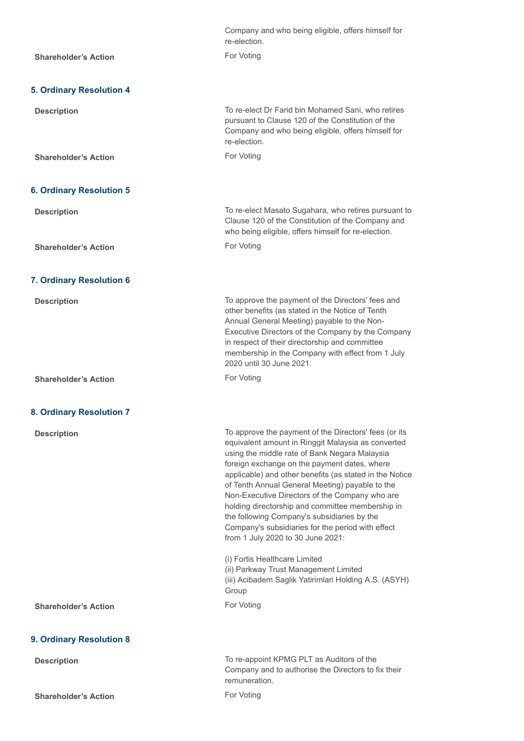Company and who being eligible, offers himself for re-election.

**Shareholder's Action** For Voting

### 5. Ordinary Resolution 4

**Description**

To re-elect Dr Farid bin Mohamed Sani, who retires pursuant to Clause 120 of the Constitution of the Company and who being eligible, offers himself for re-election.

**Shareholder's Action** For Voting

### 6. Ordinary Resolution 5

**Description**

To re-elect Masato Sugahara, who retires pursuant to Clause 120 of the Constitution of the Company and who being eligible, offers himself for re-election.

**Shareholder's Action** For Voting

### 7. Ordinary Resolution 6

**Description**

To approve the payment of the Directors' fees and other benefits (as stated in the Notice of Tenth Annual General Meeting) payable to the Non-Executive Directors of the Company by the Company in respect of their directorship and committee membership in the Company with effect from 1 July 2020 until 30 June 2021.

**Shareholder's Action** For Voting

### 8. Ordinary Resolution 7

**Description**

To approve the payment of the Directors' fees (or its equivalent amount in Ringgit Malaysia as converted using the middle rate of Bank Negara Malaysia foreign exchange on the payment dates, where applicable) and other benefits (as stated in the Notice of Tenth Annual General Meeting) payable to the Non-Executive Directors of the Company who are holding directorship and committee membership in the following Company's subsidiaries by the Company's subsidiaries for the period with effect from 1 July 2020 to 30 June 2021:

(i) Fortis Healthcare Limited
(ii) Parkway Trust Management Limited
(iii) Acibadem Saglik Yatirimlari Holding A.S. (ASYH) Group

**Shareholder's Action** For Voting

### 9. Ordinary Resolution 8

**Description**

To re-appoint KPMG PLT as Auditors of the Company and to authorise the Directors to fix their remuneration.

**Shareholder's Action** For Voting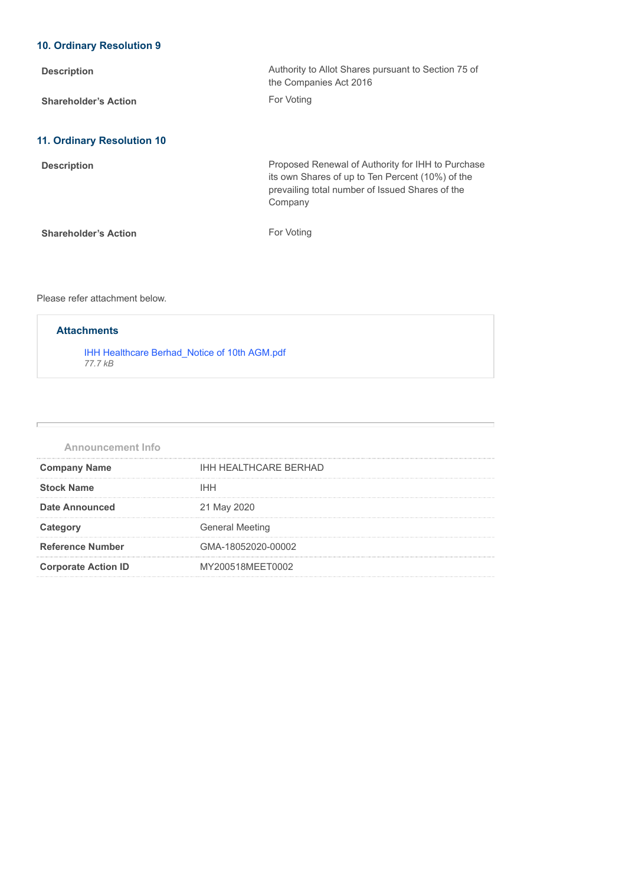### 10. Ordinary Resolution 9

| | |
|---|---|
| **Description** | Authority to Allot Shares pursuant to Section 75 of the Companies Act 2016 |
| **Shareholder's Action** | For Voting |

### 11. Ordinary Resolution 10

| | |
|---|---|
| **Description** | Proposed Renewal of Authority for IHH to Purchase its own Shares of up to Ten Percent (10%) of the prevailing total number of Issued Shares of the Company |
| **Shareholder's Action** | For Voting |

Please refer attachment below.

**Attachments**

IHH Healthcare Berhad_Notice of 10th AGM.pdf
*77.7 kB*

---

**Announcement Info**

| | |
|---|---|
| **Company Name** | IHH HEALTHCARE BERHAD |
| **Stock Name** | IHH |
| **Date Announced** | 21 May 2020 |
| **Category** | General Meeting |
| **Reference Number** | GMA-18052020-00002 |
| **Corporate Action ID** | MY200518MEET0002 |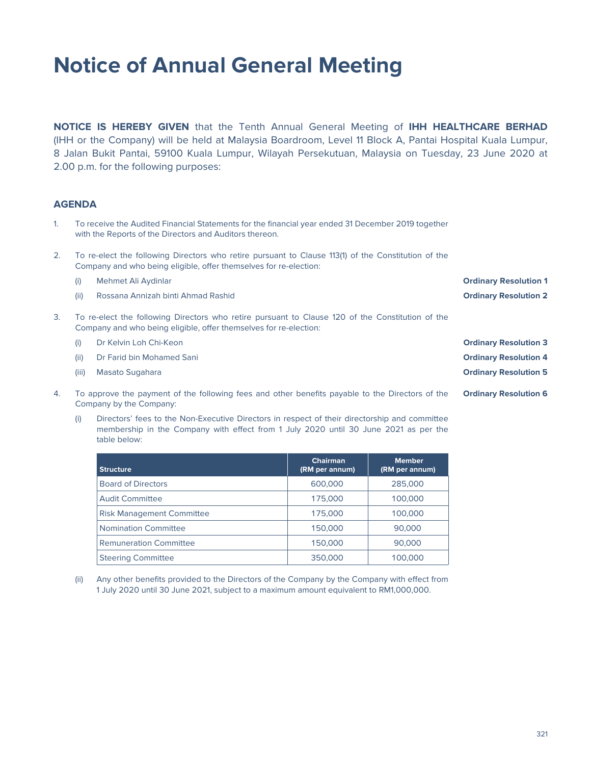# Notice of Annual General Meeting

**NOTICE IS HEREBY GIVEN** that the Tenth Annual General Meeting of **IHH HEALTHCARE BERHAD** (IHH or the Company) will be held at Malaysia Boardroom, Level 11 Block A, Pantai Hospital Kuala Lumpur, 8 Jalan Bukit Pantai, 59100 Kuala Lumpur, Wilayah Persekutuan, Malaysia on Tuesday, 23 June 2020 at 2.00 p.m. for the following purposes:

## AGENDA

1. To receive the Audited Financial Statements for the financial year ended 31 December 2019 together with the Reports of the Directors and Auditors thereon.

2. To re-elect the following Directors who retire pursuant to Clause 113(1) of the Constitution of the Company and who being eligible, offer themselves for re-election:

   (i) Mehmet Ali Aydinlar — **Ordinary Resolution 1**

   (ii) Rossana Annizah binti Ahmad Rashid — **Ordinary Resolution 2**

3. To re-elect the following Directors who retire pursuant to Clause 120 of the Constitution of the Company and who being eligible, offer themselves for re-election:

   (i) Dr Kelvin Loh Chi-Keon — **Ordinary Resolution 3**

   (ii) Dr Farid bin Mohamed Sani — **Ordinary Resolution 4**

   (iii) Masato Sugahara — **Ordinary Resolution 5**

4. To approve the payment of the following fees and other benefits payable to the Directors of the Company by the Company: — **Ordinary Resolution 6**

   (i) Directors' fees to the Non-Executive Directors in respect of their directorship and committee membership in the Company with effect from 1 July 2020 until 30 June 2021 as per the table below:

| Structure | Chairman (RM per annum) | Member (RM per annum) |
|---|---|---|
| Board of Directors | 600,000 | 285,000 |
| Audit Committee | 175,000 | 100,000 |
| Risk Management Committee | 175,000 | 100,000 |
| Nomination Committee | 150,000 | 90,000 |
| Remuneration Committee | 150,000 | 90,000 |
| Steering Committee | 350,000 | 100,000 |

   (ii) Any other benefits provided to the Directors of the Company by the Company with effect from 1 July 2020 until 30 June 2021, subject to a maximum amount equivalent to RM1,000,000.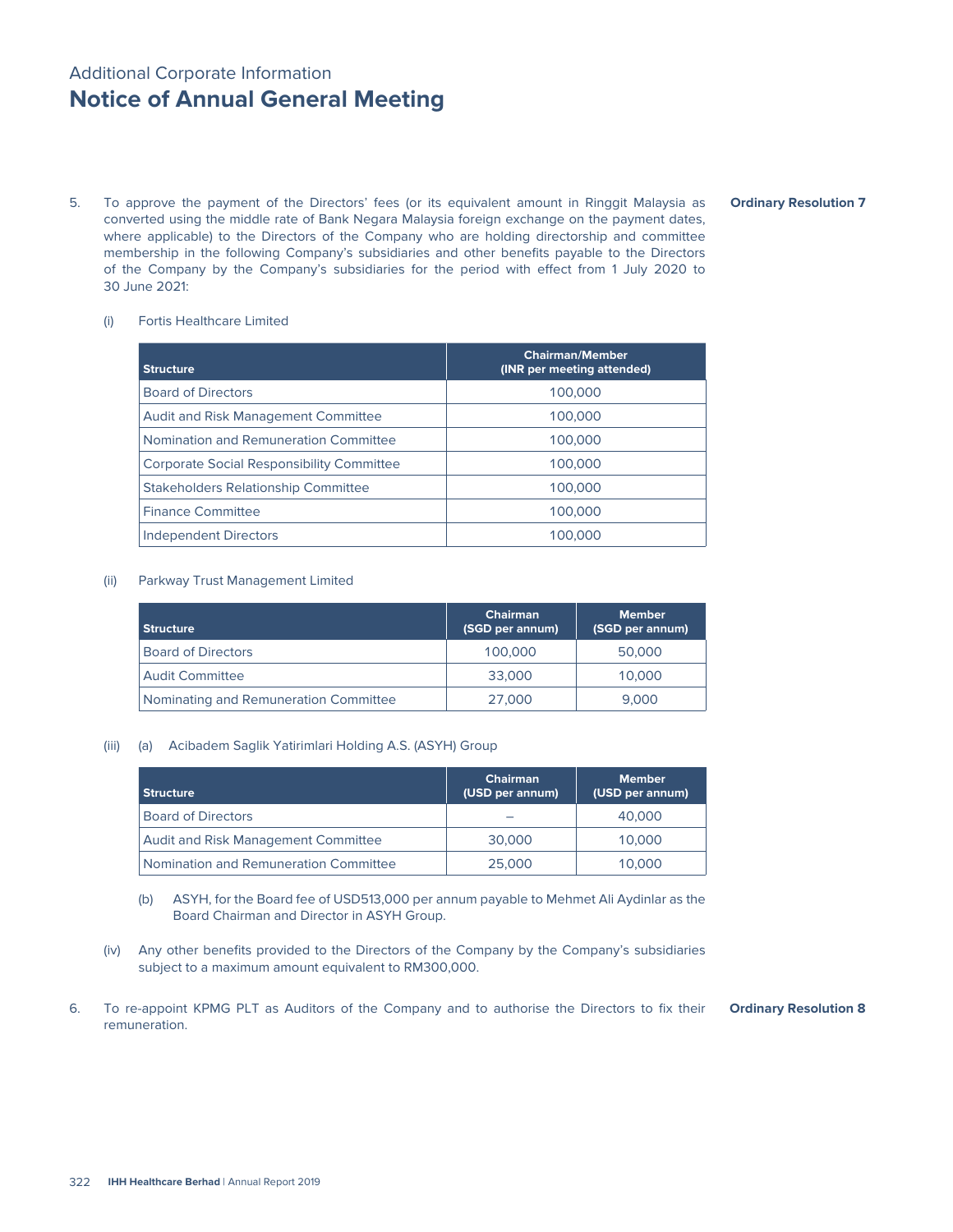Additional Corporate Information

# Notice of Annual General Meeting

5. To approve the payment of the Directors' fees (or its equivalent amount in Ringgit Malaysia as converted using the middle rate of Bank Negara Malaysia foreign exchange on the payment dates, where applicable) to the Directors of the Company who are holding directorship and committee membership in the following Company's subsidiaries and other benefits payable to the Directors of the Company by the Company's subsidiaries for the period with effect from 1 July 2020 to 30 June 2021: **Ordinary Resolution 7**

   (i) Fortis Healthcare Limited

| Structure | Chairman/Member (INR per meeting attended) |
|---|---|
| Board of Directors | 100,000 |
| Audit and Risk Management Committee | 100,000 |
| Nomination and Remuneration Committee | 100,000 |
| Corporate Social Responsibility Committee | 100,000 |
| Stakeholders Relationship Committee | 100,000 |
| Finance Committee | 100,000 |
| Independent Directors | 100,000 |

   (ii) Parkway Trust Management Limited

| Structure | Chairman (SGD per annum) | Member (SGD per annum) |
|---|---|---|
| Board of Directors | 100,000 | 50,000 |
| Audit Committee | 33,000 | 10,000 |
| Nominating and Remuneration Committee | 27,000 | 9,000 |

   (iii) (a) Acibadem Saglik Yatirimlari Holding A.S. (ASYH) Group

| Structure | Chairman (USD per annum) | Member (USD per annum) |
|---|---|---|
| Board of Directors | – | 40,000 |
| Audit and Risk Management Committee | 30,000 | 10,000 |
| Nomination and Remuneration Committee | 25,000 | 10,000 |

   (b) ASYH, for the Board fee of USD513,000 per annum payable to Mehmet Ali Aydinlar as the Board Chairman and Director in ASYH Group.

   (iv) Any other benefits provided to the Directors of the Company by the Company's subsidiaries subject to a maximum amount equivalent to RM300,000.

6. To re-appoint KPMG PLT as Auditors of the Company and to authorise the Directors to fix their remuneration. **Ordinary Resolution 8**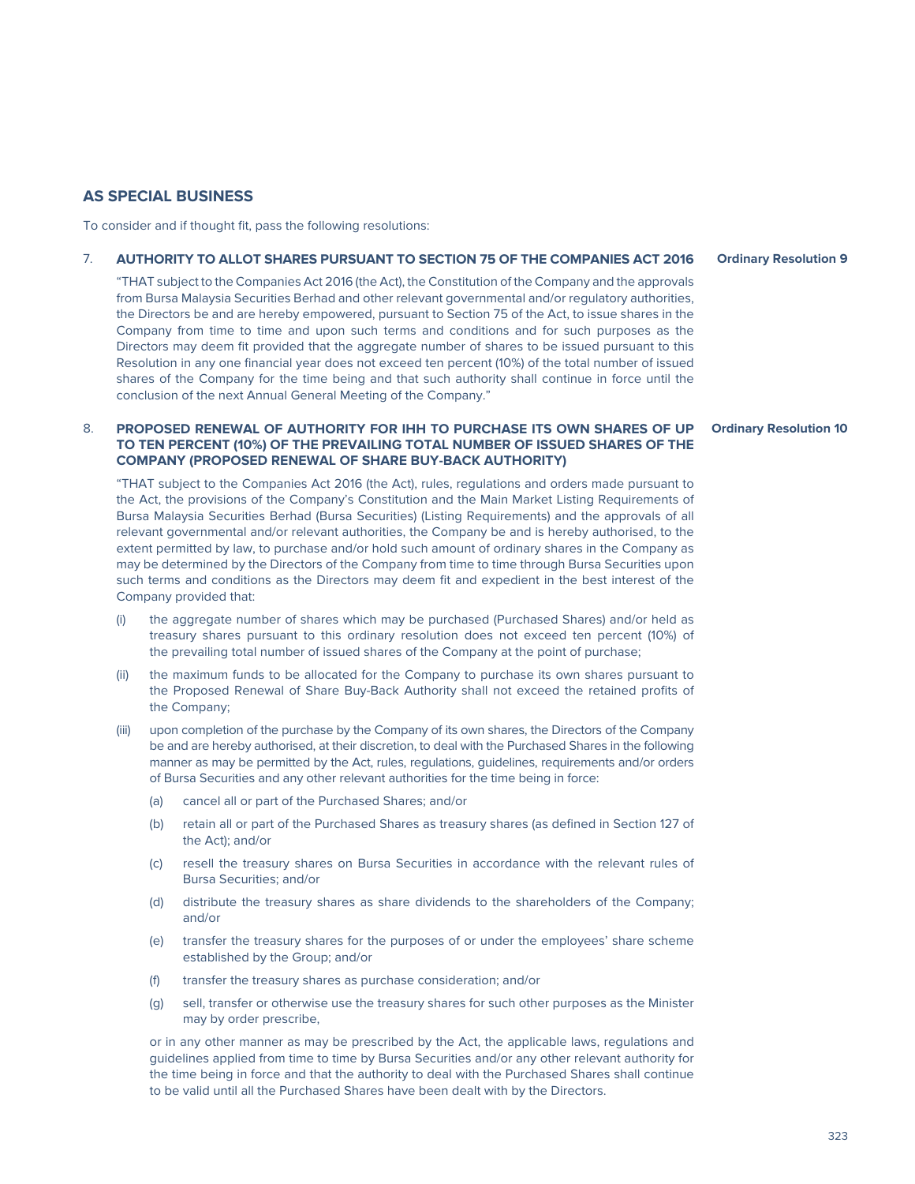## AS SPECIAL BUSINESS

To consider and if thought fit, pass the following resolutions:

7. **AUTHORITY TO ALLOT SHARES PURSUANT TO SECTION 75 OF THE COMPANIES ACT 2016** **Ordinary Resolution 9**

   "THAT subject to the Companies Act 2016 (the Act), the Constitution of the Company and the approvals from Bursa Malaysia Securities Berhad and other relevant governmental and/or regulatory authorities, the Directors be and are hereby empowered, pursuant to Section 75 of the Act, to issue shares in the Company from time to time and upon such terms and conditions and for such purposes as the Directors may deem fit provided that the aggregate number of shares to be issued pursuant to this Resolution in any one financial year does not exceed ten percent (10%) of the total number of issued shares of the Company for the time being and that such authority shall continue in force until the conclusion of the next Annual General Meeting of the Company."

8. **PROPOSED RENEWAL OF AUTHORITY FOR IHH TO PURCHASE ITS OWN SHARES OF UP TO TEN PERCENT (10%) OF THE PREVAILING TOTAL NUMBER OF ISSUED SHARES OF THE COMPANY (PROPOSED RENEWAL OF SHARE BUY-BACK AUTHORITY)** **Ordinary Resolution 10**

   "THAT subject to the Companies Act 2016 (the Act), rules, regulations and orders made pursuant to the Act, the provisions of the Company's Constitution and the Main Market Listing Requirements of Bursa Malaysia Securities Berhad (Bursa Securities) (Listing Requirements) and the approvals of all relevant governmental and/or relevant authorities, the Company be and is hereby authorised, to the extent permitted by law, to purchase and/or hold such amount of ordinary shares in the Company as may be determined by the Directors of the Company from time to time through Bursa Securities upon such terms and conditions as the Directors may deem fit and expedient in the best interest of the Company provided that:

   (i) the aggregate number of shares which may be purchased (Purchased Shares) and/or held as treasury shares pursuant to this ordinary resolution does not exceed ten percent (10%) of the prevailing total number of issued shares of the Company at the point of purchase;

   (ii) the maximum funds to be allocated for the Company to purchase its own shares pursuant to the Proposed Renewal of Share Buy-Back Authority shall not exceed the retained profits of the Company;

   (iii) upon completion of the purchase by the Company of its own shares, the Directors of the Company be and are hereby authorised, at their discretion, to deal with the Purchased Shares in the following manner as may be permitted by the Act, rules, regulations, guidelines, requirements and/or orders of Bursa Securities and any other relevant authorities for the time being in force:

      (a) cancel all or part of the Purchased Shares; and/or

      (b) retain all or part of the Purchased Shares as treasury shares (as defined in Section 127 of the Act); and/or

      (c) resell the treasury shares on Bursa Securities in accordance with the relevant rules of Bursa Securities; and/or

      (d) distribute the treasury shares as share dividends to the shareholders of the Company; and/or

      (e) transfer the treasury shares for the purposes of or under the employees' share scheme established by the Group; and/or

      (f) transfer the treasury shares as purchase consideration; and/or

      (g) sell, transfer or otherwise use the treasury shares for such other purposes as the Minister may by order prescribe,

   or in any other manner as may be prescribed by the Act, the applicable laws, regulations and guidelines applied from time to time by Bursa Securities and/or any other relevant authority for the time being in force and that the authority to deal with the Purchased Shares shall continue to be valid until all the Purchased Shares have been dealt with by the Directors.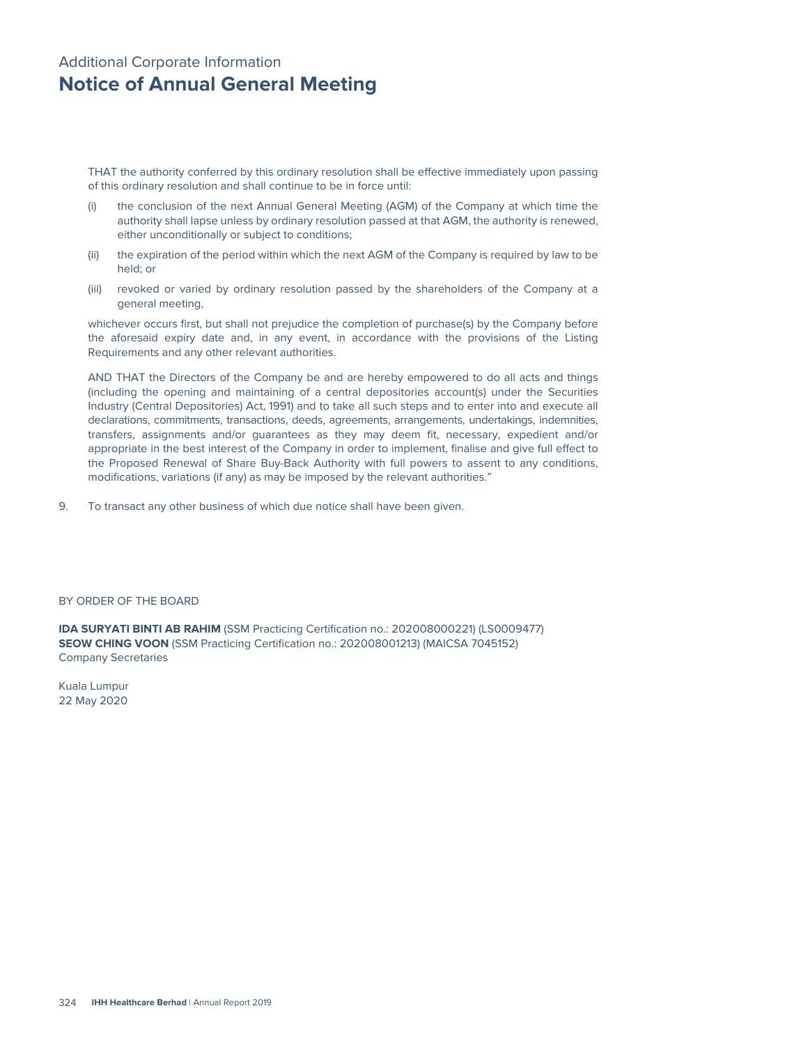# Additional Corporate Information
## Notice of Annual General Meeting

THAT the authority conferred by this ordinary resolution shall be effective immediately upon passing of this ordinary resolution and shall continue to be in force until:

(i) the conclusion of the next Annual General Meeting (AGM) of the Company at which time the authority shall lapse unless by ordinary resolution passed at that AGM, the authority is renewed, either unconditionally or subject to conditions;

(ii) the expiration of the period within which the next AGM of the Company is required by law to be held; or

(iii) revoked or varied by ordinary resolution passed by the shareholders of the Company at a general meeting,

whichever occurs first, but shall not prejudice the completion of purchase(s) by the Company before the aforesaid expiry date and, in any event, in accordance with the provisions of the Listing Requirements and any other relevant authorities.

AND THAT the Directors of the Company be and are hereby empowered to do all acts and things (including the opening and maintaining of a central depositories account(s) under the Securities Industry (Central Depositories) Act, 1991) and to take all such steps and to enter into and execute all declarations, commitments, transactions, deeds, agreements, arrangements, undertakings, indemnities, transfers, assignments and/or guarantees as they may deem fit, necessary, expedient and/or appropriate in the best interest of the Company in order to implement, finalise and give full effect to the Proposed Renewal of Share Buy-Back Authority with full powers to assent to any conditions, modifications, variations (if any) as may be imposed by the relevant authorities."

9. To transact any other business of which due notice shall have been given.

BY ORDER OF THE BOARD

**IDA SURYATI BINTI AB RAHIM** (SSM Practicing Certification no.: 202008000221) (LS0009477)
**SEOW CHING VOON** (SSM Practicing Certification no.: 202008001213) (MAICSA 7045152)
Company Secretaries

Kuala Lumpur
22 May 2020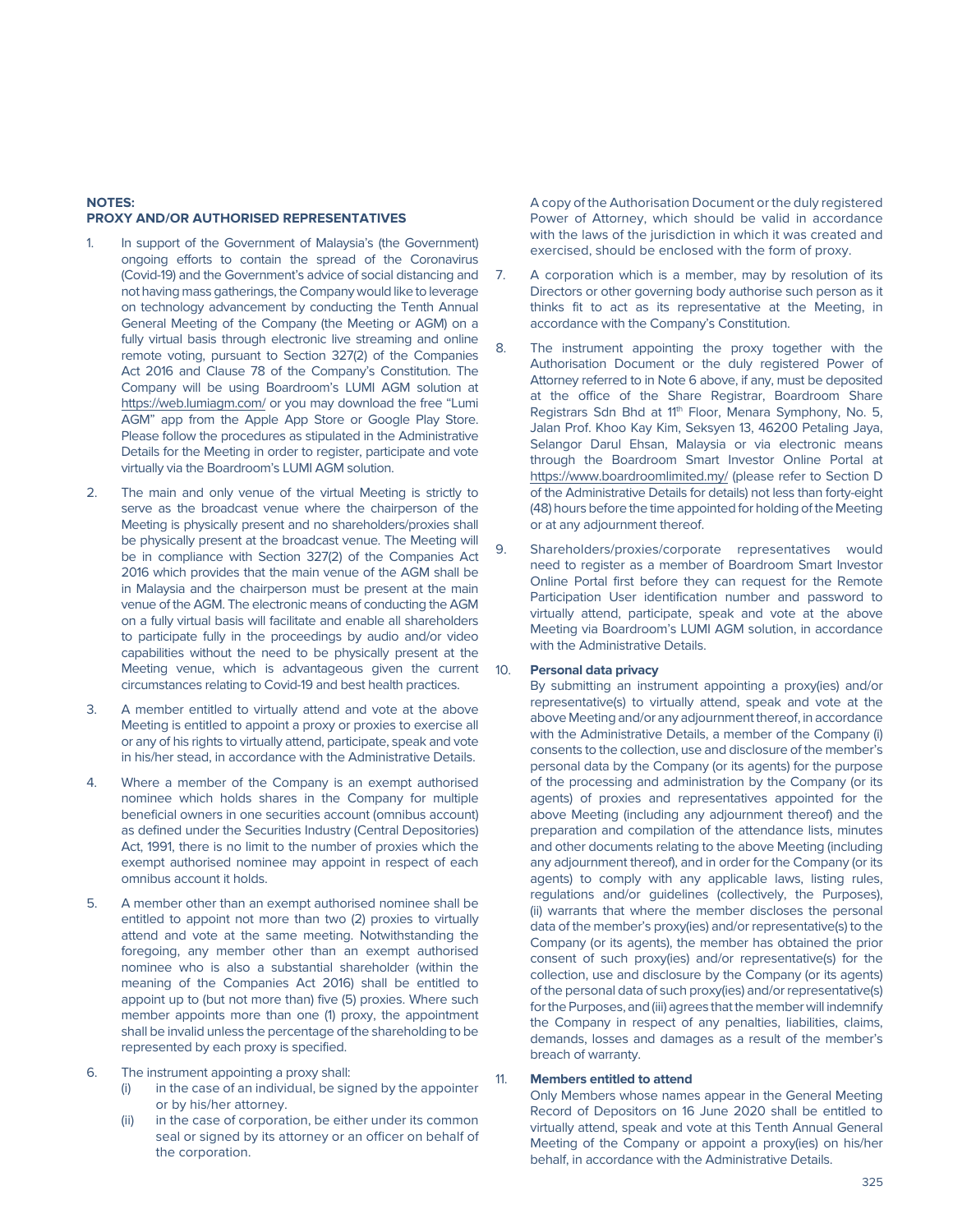**NOTES:**
**PROXY AND/OR AUTHORISED REPRESENTATIVES**

1. In support of the Government of Malaysia's (the Government) ongoing efforts to contain the spread of the Coronavirus (Covid-19) and the Government's advice of social distancing and not having mass gatherings, the Company would like to leverage on technology advancement by conducting the Tenth Annual General Meeting of the Company (the Meeting or AGM) on a fully virtual basis through electronic live streaming and online remote voting, pursuant to Section 327(2) of the Companies Act 2016 and Clause 78 of the Company's Constitution. The Company will be using Boardroom's LUMI AGM solution at https://web.lumiagm.com/ or you may download the free "Lumi AGM" app from the Apple App Store or Google Play Store. Please follow the procedures as stipulated in the Administrative Details for the Meeting in order to register, participate and vote virtually via the Boardroom's LUMI AGM solution.

2. The main and only venue of the virtual Meeting is strictly to serve as the broadcast venue where the chairperson of the Meeting is physically present and no shareholders/proxies shall be physically present at the broadcast venue. The Meeting will be in compliance with Section 327(2) of the Companies Act 2016 which provides that the main venue of the AGM shall be in Malaysia and the chairperson must be present at the main venue of the AGM. The electronic means of conducting the AGM on a fully virtual basis will facilitate and enable all shareholders to participate fully in the proceedings by audio and/or video capabilities without the need to be physically present at the Meeting venue, which is advantageous given the current circumstances relating to Covid-19 and best health practices.

3. A member entitled to virtually attend and vote at the above Meeting is entitled to appoint a proxy or proxies to exercise all or any of his rights to virtually attend, participate, speak and vote in his/her stead, in accordance with the Administrative Details.

4. Where a member of the Company is an exempt authorised nominee which holds shares in the Company for multiple beneficial owners in one securities account (omnibus account) as defined under the Securities Industry (Central Depositories) Act, 1991, there is no limit to the number of proxies which the exempt authorised nominee may appoint in respect of each omnibus account it holds.

5. A member other than an exempt authorised nominee shall be entitled to appoint not more than two (2) proxies to virtually attend and vote at the same meeting. Notwithstanding the foregoing, any member other than an exempt authorised nominee who is also a substantial shareholder (within the meaning of the Companies Act 2016) shall be entitled to appoint up to (but not more than) five (5) proxies. Where such member appoints more than one (1) proxy, the appointment shall be invalid unless the percentage of the shareholding to be represented by each proxy is specified.

6. The instrument appointing a proxy shall:
   (i) in the case of an individual, be signed by the appointer or by his/her attorney.
   (ii) in the case of corporation, be either under its common seal or signed by its attorney or an officer on behalf of the corporation.

   A copy of the Authorisation Document or the duly registered Power of Attorney, which should be valid in accordance with the laws of the jurisdiction in which it was created and exercised, should be enclosed with the form of proxy.

7. A corporation which is a member, may by resolution of its Directors or other governing body authorise such person as it thinks fit to act as its representative at the Meeting, in accordance with the Company's Constitution.

8. The instrument appointing the proxy together with the Authorisation Document or the duly registered Power of Attorney referred to in Note 6 above, if any, must be deposited at the office of the Share Registrar, Boardroom Share Registrars Sdn Bhd at 11th Floor, Menara Symphony, No. 5, Jalan Prof. Khoo Kay Kim, Seksyen 13, 46200 Petaling Jaya, Selangor Darul Ehsan, Malaysia or via electronic means through the Boardroom Smart Investor Online Portal at https://www.boardroomlimited.my/ (please refer to Section D of the Administrative Details for details) not less than forty-eight (48) hours before the time appointed for holding of the Meeting or at any adjournment thereof.

9. Shareholders/proxies/corporate representatives would need to register as a member of Boardroom Smart Investor Online Portal first before they can request for the Remote Participation User identification number and password to virtually attend, participate, speak and vote at the above Meeting via Boardroom's LUMI AGM solution, in accordance with the Administrative Details.

10. **Personal data privacy**
    By submitting an instrument appointing a proxy(ies) and/or representative(s) to virtually attend, speak and vote at the above Meeting and/or any adjournment thereof, in accordance with the Administrative Details, a member of the Company (i) consents to the collection, use and disclosure of the member's personal data by the Company (or its agents) for the purpose of the processing and administration by the Company (or its agents) of proxies and representatives appointed for the above Meeting (including any adjournment thereof) and the preparation and compilation of the attendance lists, minutes and other documents relating to the above Meeting (including any adjournment thereof), and in order for the Company (or its agents) to comply with any applicable laws, listing rules, regulations and/or guidelines (collectively, the Purposes), (ii) warrants that where the member discloses the personal data of the member's proxy(ies) and/or representative(s) to the Company (or its agents), the member has obtained the prior consent of such proxy(ies) and/or representative(s) for the collection, use and disclosure by the Company (or its agents) of the personal data of such proxy(ies) and/or representative(s) for the Purposes, and (iii) agrees that the member will indemnify the Company in respect of any penalties, liabilities, claims, demands, losses and damages as a result of the member's breach of warranty.

11. **Members entitled to attend**
    Only Members whose names appear in the General Meeting Record of Depositors on 16 June 2020 shall be entitled to virtually attend, speak and vote at this Tenth Annual General Meeting of the Company or appoint a proxy(ies) on his/her behalf, in accordance with the Administrative Details.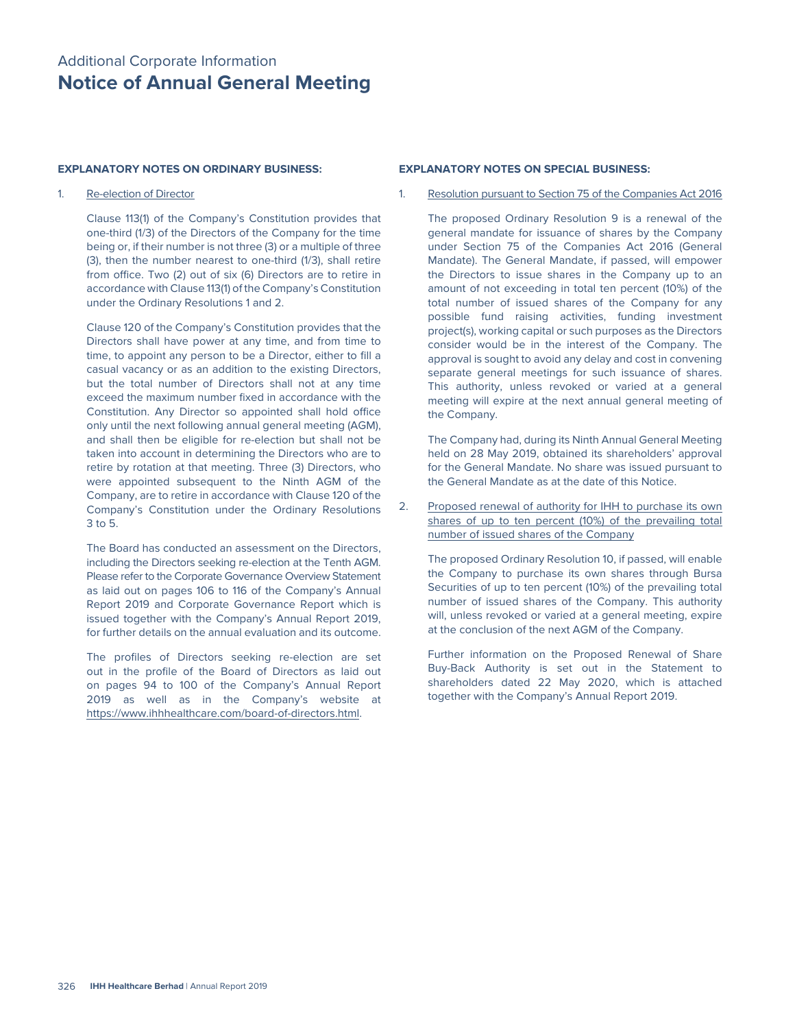Additional Corporate Information

# Notice of Annual General Meeting

**EXPLANATORY NOTES ON ORDINARY BUSINESS:**

1. Re-election of Director

   Clause 113(1) of the Company's Constitution provides that one-third (1/3) of the Directors of the Company for the time being or, if their number is not three (3) or a multiple of three (3), then the number nearest to one-third (1/3), shall retire from office. Two (2) out of six (6) Directors are to retire in accordance with Clause 113(1) of the Company's Constitution under the Ordinary Resolutions 1 and 2.

   Clause 120 of the Company's Constitution provides that the Directors shall have power at any time, and from time to time, to appoint any person to be a Director, either to fill a casual vacancy or as an addition to the existing Directors, but the total number of Directors shall not at any time exceed the maximum number fixed in accordance with the Constitution. Any Director so appointed shall hold office only until the next following annual general meeting (AGM), and shall then be eligible for re-election but shall not be taken into account in determining the Directors who are to retire by rotation at that meeting. Three (3) Directors, who were appointed subsequent to the Ninth AGM of the Company, are to retire in accordance with Clause 120 of the Company's Constitution under the Ordinary Resolutions 3 to 5.

   The Board has conducted an assessment on the Directors, including the Directors seeking re-election at the Tenth AGM. Please refer to the Corporate Governance Overview Statement as laid out on pages 106 to 116 of the Company's Annual Report 2019 and Corporate Governance Report which is issued together with the Company's Annual Report 2019, for further details on the annual evaluation and its outcome.

   The profiles of Directors seeking re-election are set out in the profile of the Board of Directors as laid out on pages 94 to 100 of the Company's Annual Report 2019 as well as in the Company's website at https://www.ihhhealthcare.com/board-of-directors.html.

**EXPLANATORY NOTES ON SPECIAL BUSINESS:**

1. Resolution pursuant to Section 75 of the Companies Act 2016

   The proposed Ordinary Resolution 9 is a renewal of the general mandate for issuance of shares by the Company under Section 75 of the Companies Act 2016 (General Mandate). The General Mandate, if passed, will empower the Directors to issue shares in the Company up to an amount of not exceeding in total ten percent (10%) of the total number of issued shares of the Company for any possible fund raising activities, funding investment project(s), working capital or such purposes as the Directors consider would be in the interest of the Company. The approval is sought to avoid any delay and cost in convening separate general meetings for such issuance of shares. This authority, unless revoked or varied at a general meeting will expire at the next annual general meeting of the Company.

   The Company had, during its Ninth Annual General Meeting held on 28 May 2019, obtained its shareholders' approval for the General Mandate. No share was issued pursuant to the General Mandate as at the date of this Notice.

2. Proposed renewal of authority for IHH to purchase its own shares of up to ten percent (10%) of the prevailing total number of issued shares of the Company

   The proposed Ordinary Resolution 10, if passed, will enable the Company to purchase its own shares through Bursa Securities of up to ten percent (10%) of the prevailing total number of issued shares of the Company. This authority will, unless revoked or varied at a general meeting, expire at the conclusion of the next AGM of the Company.

   Further information on the Proposed Renewal of Share Buy-Back Authority is set out in the Statement to shareholders dated 22 May 2020, which is attached together with the Company's Annual Report 2019.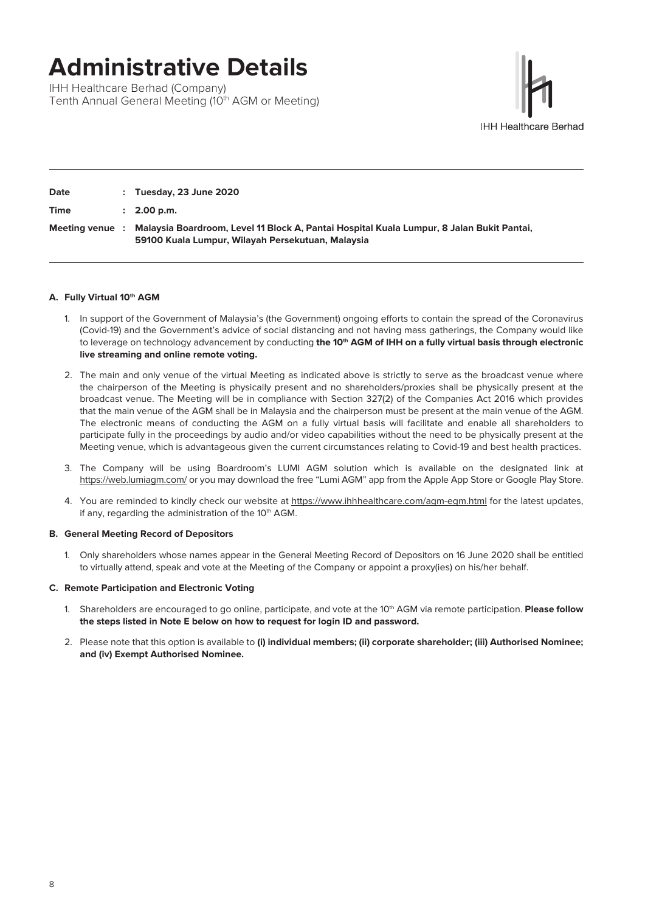# Administrative Details

IHH Healthcare Berhad (Company)
Tenth Annual General Meeting (10th AGM or Meeting)

IHH Healthcare Berhad

| | | |
|---|---|---|
| **Date** | : | **Tuesday, 23 June 2020** |
| **Time** | : | **2.00 p.m.** |
| **Meeting venue** | : | **Malaysia Boardroom, Level 11 Block A, Pantai Hospital Kuala Lumpur, 8 Jalan Bukit Pantai, 59100 Kuala Lumpur, Wilayah Persekutuan, Malaysia** |

### A. Fully Virtual 10th AGM

1. In support of the Government of Malaysia's (the Government) ongoing efforts to contain the spread of the Coronavirus (Covid-19) and the Government's advice of social distancing and not having mass gatherings, the Company would like to leverage on technology advancement by conducting **the 10th AGM of IHH on a fully virtual basis through electronic live streaming and online remote voting.**

2. The main and only venue of the virtual Meeting as indicated above is strictly to serve as the broadcast venue where the chairperson of the Meeting is physically present and no shareholders/proxies shall be physically present at the broadcast venue. The Meeting will be in compliance with Section 327(2) of the Companies Act 2016 which provides that the main venue of the AGM shall be in Malaysia and the chairperson must be present at the main venue of the AGM. The electronic means of conducting the AGM on a fully virtual basis will facilitate and enable all shareholders to participate fully in the proceedings by audio and/or video capabilities without the need to be physically present at the Meeting venue, which is advantageous given the current circumstances relating to Covid-19 and best health practices.

3. The Company will be using Boardroom's LUMI AGM solution which is available on the designated link at https://web.lumiagm.com/ or you may download the free "Lumi AGM" app from the Apple App Store or Google Play Store.

4. You are reminded to kindly check our website at https://www.ihhhealthcare.com/agm-egm.html for the latest updates, if any, regarding the administration of the 10th AGM.

### B. General Meeting Record of Depositors

1. Only shareholders whose names appear in the General Meeting Record of Depositors on 16 June 2020 shall be entitled to virtually attend, speak and vote at the Meeting of the Company or appoint a proxy(ies) on his/her behalf.

### C. Remote Participation and Electronic Voting

1. Shareholders are encouraged to go online, participate, and vote at the 10th AGM via remote participation. **Please follow the steps listed in Note E below on how to request for login ID and password.**

2. Please note that this option is available to **(i) individual members; (ii) corporate shareholder; (iii) Authorised Nominee; and (iv) Exempt Authorised Nominee.**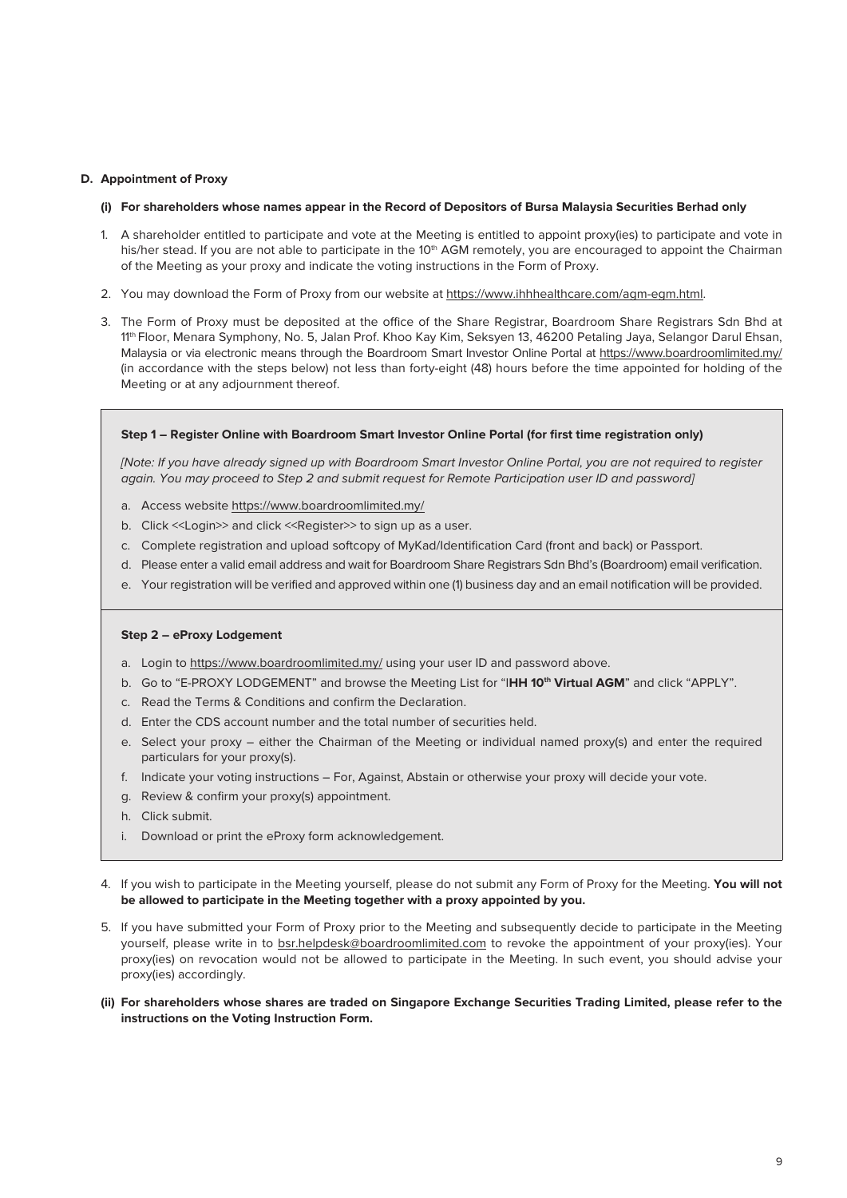### D. Appointment of Proxy

**(i) For shareholders whose names appear in the Record of Depositors of Bursa Malaysia Securities Berhad only**

1. A shareholder entitled to participate and vote at the Meeting is entitled to appoint proxy(ies) to participate and vote in his/her stead. If you are not able to participate in the 10th AGM remotely, you are encouraged to appoint the Chairman of the Meeting as your proxy and indicate the voting instructions in the Form of Proxy.
2. You may download the Form of Proxy from our website at https://www.ihhhealthcare.com/agm-egm.html.
3. The Form of Proxy must be deposited at the office of the Share Registrar, Boardroom Share Registrars Sdn Bhd at 11th Floor, Menara Symphony, No. 5, Jalan Prof. Khoo Kay Kim, Seksyen 13, 46200 Petaling Jaya, Selangor Darul Ehsan, Malaysia or via electronic means through the Boardroom Smart Investor Online Portal at https://www.boardroomlimited.my/ (in accordance with the steps below) not less than forty-eight (48) hours before the time appointed for holding of the Meeting or at any adjournment thereof.

**Step 1 – Register Online with Boardroom Smart Investor Online Portal (for first time registration only)**

*[Note: If you have already signed up with Boardroom Smart Investor Online Portal, you are not required to register again. You may proceed to Step 2 and submit request for Remote Participation user ID and password]*

a. Access website https://www.boardroomlimited.my/
b. Click <<Login>> and click <<Register>> to sign up as a user.
c. Complete registration and upload softcopy of MyKad/Identification Card (front and back) or Passport.
d. Please enter a valid email address and wait for Boardroom Share Registrars Sdn Bhd's (Boardroom) email verification.
e. Your registration will be verified and approved within one (1) business day and an email notification will be provided.

**Step 2 – eProxy Lodgement**

a. Login to https://www.boardroomlimited.my/ using your user ID and password above.
b. Go to "E-PROXY LODGEMENT" and browse the Meeting List for "I**HH 10th Virtual AGM**" and click "APPLY".
c. Read the Terms & Conditions and confirm the Declaration.
d. Enter the CDS account number and the total number of securities held.
e. Select your proxy – either the Chairman of the Meeting or individual named proxy(s) and enter the required particulars for your proxy(s).
f. Indicate your voting instructions – For, Against, Abstain or otherwise your proxy will decide your vote.
g. Review & confirm your proxy(s) appointment.
h. Click submit.
i. Download or print the eProxy form acknowledgement.

4. If you wish to participate in the Meeting yourself, please do not submit any Form of Proxy for the Meeting. **You will not be allowed to participate in the Meeting together with a proxy appointed by you.**
5. If you have submitted your Form of Proxy prior to the Meeting and subsequently decide to participate in the Meeting yourself, please write in to bsr.helpdesk@boardroomlimited.com to revoke the appointment of your proxy(ies). Your proxy(ies) on revocation would not be allowed to participate in the Meeting. In such event, you should advise your proxy(ies) accordingly.

**(ii) For shareholders whose shares are traded on Singapore Exchange Securities Trading Limited, please refer to the instructions on the Voting Instruction Form.**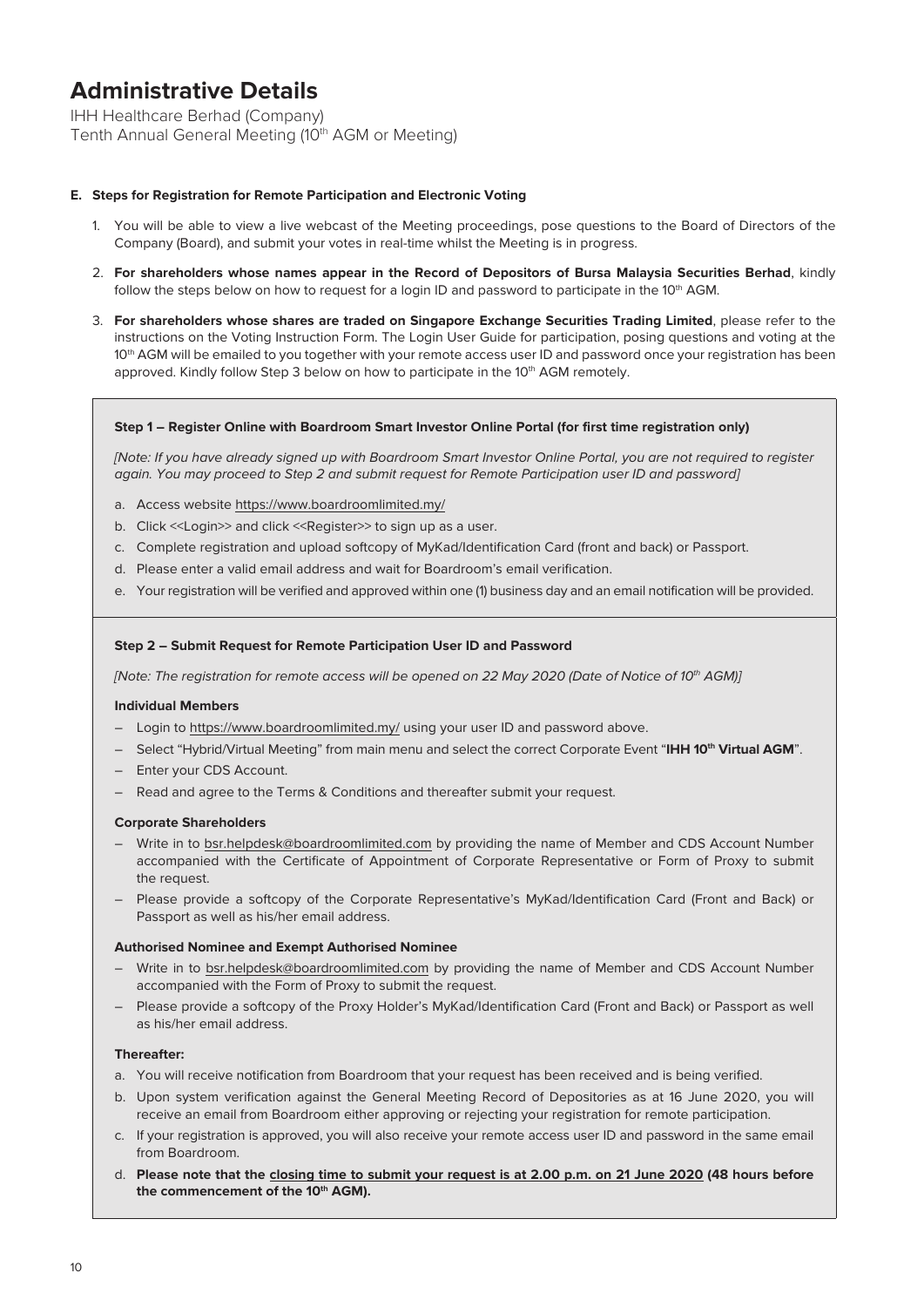# Administrative Details

IH Healthcare Berhad (Company)
Tenth Annual General Meeting (10th AGM or Meeting)

**E. Steps for Registration for Remote Participation and Electronic Voting**

1. You will be able to view a live webcast of the Meeting proceedings, pose questions to the Board of Directors of the Company (Board), and submit your votes in real-time whilst the Meeting is in progress.
2. **For shareholders whose names appear in the Record of Depositors of Bursa Malaysia Securities Berhad**, kindly follow the steps below on how to request for a login ID and password to participate in the 10th AGM.
3. **For shareholders whose shares are traded on Singapore Exchange Securities Trading Limited**, please refer to the instructions on the Voting Instruction Form. The Login User Guide for participation, posing questions and voting at the 10th AGM will be emailed to you together with your remote access user ID and password once your registration has been approved. Kindly follow Step 3 below on how to participate in the 10th AGM remotely.

**Step 1 – Register Online with Boardroom Smart Investor Online Portal (for first time registration only)**

*[Note: If you have already signed up with Boardroom Smart Investor Online Portal, you are not required to register again. You may proceed to Step 2 and submit request for Remote Participation user ID and password]*

a. Access website https://www.boardroomlimited.my/
b. Click <<Login>> and click <<Register>> to sign up as a user.
c. Complete registration and upload softcopy of MyKad/Identification Card (front and back) or Passport.
d. Please enter a valid email address and wait for Boardroom's email verification.
e. Your registration will be verified and approved within one (1) business day and an email notification will be provided.

**Step 2 – Submit Request for Remote Participation User ID and Password**

*[Note: The registration for remote access will be opened on 22 May 2020 (Date of Notice of 10th AGM)]*

**Individual Members**

- Login to https://www.boardroomlimited.my/ using your user ID and password above.
- Select "Hybrid/Virtual Meeting" from main menu and select the correct Corporate Event "**IHH 10th Virtual AGM**".
- Enter your CDS Account.
- Read and agree to the Terms & Conditions and thereafter submit your request.

**Corporate Shareholders**

- Write in to bsr.helpdesk@boardroomlimited.com by providing the name of Member and CDS Account Number accompanied with the Certificate of Appointment of Corporate Representative or Form of Proxy to submit the request.
- Please provide a softcopy of the Corporate Representative's MyKad/Identification Card (Front and Back) or Passport as well as his/her email address.

**Authorised Nominee and Exempt Authorised Nominee**

- Write in to bsr.helpdesk@boardroomlimited.com by providing the name of Member and CDS Account Number accompanied with the Form of Proxy to submit the request.
- Please provide a softcopy of the Proxy Holder's MyKad/Identification Card (Front and Back) or Passport as well as his/her email address.

**Thereafter:**

a. You will receive notification from Boardroom that your request has been received and is being verified.
b. Upon system verification against the General Meeting Record of Depositories as at 16 June 2020, you will receive an email from Boardroom either approving or rejecting your registration for remote participation.
c. If your registration is approved, you will also receive your remote access user ID and password in the same email from Boardroom.
d. **Please note that the closing time to submit your request is at 2.00 p.m. on 21 June 2020 (48 hours before the commencement of the 10th AGM).**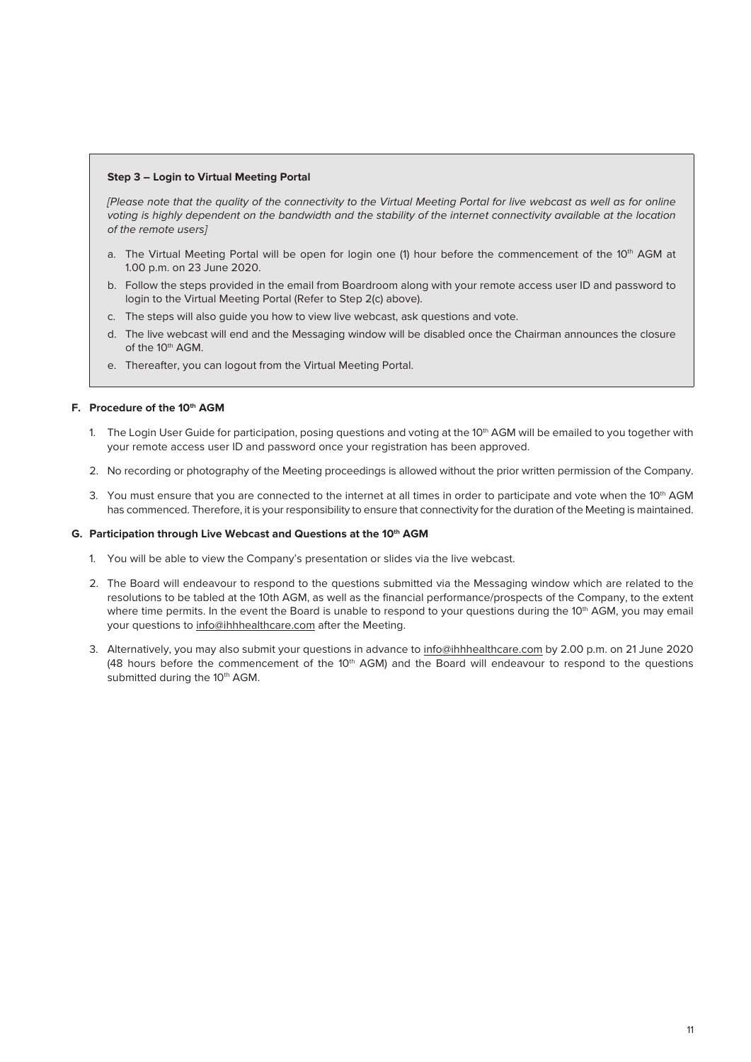**Step 3 – Login to Virtual Meeting Portal**

*[Please note that the quality of the connectivity to the Virtual Meeting Portal for live webcast as well as for online voting is highly dependent on the bandwidth and the stability of the internet connectivity available at the location of the remote users]*

a. The Virtual Meeting Portal will be open for login one (1) hour before the commencement of the 10th AGM at 1.00 p.m. on 23 June 2020.

b. Follow the steps provided in the email from Boardroom along with your remote access user ID and password to login to the Virtual Meeting Portal (Refer to Step 2(c) above).

c. The steps will also guide you how to view live webcast, ask questions and vote.

d. The live webcast will end and the Messaging window will be disabled once the Chairman announces the closure of the 10th AGM.

e. Thereafter, you can logout from the Virtual Meeting Portal.

## F. Procedure of the 10th AGM

1. The Login User Guide for participation, posing questions and voting at the 10th AGM will be emailed to you together with your remote access user ID and password once your registration has been approved.

2. No recording or photography of the Meeting proceedings is allowed without the prior written permission of the Company.

3. You must ensure that you are connected to the internet at all times in order to participate and vote when the 10th AGM has commenced. Therefore, it is your responsibility to ensure that connectivity for the duration of the Meeting is maintained.

## G. Participation through Live Webcast and Questions at the 10th AGM

1. You will be able to view the Company's presentation or slides via the live webcast.

2. The Board will endeavour to respond to the questions submitted via the Messaging window which are related to the resolutions to be tabled at the 10th AGM, as well as the financial performance/prospects of the Company, to the extent where time permits. In the event the Board is unable to respond to your questions during the 10th AGM, you may email your questions to info@ihhhealthcare.com after the Meeting.

3. Alternatively, you may also submit your questions in advance to info@ihhhealthcare.com by 2.00 p.m. on 21 June 2020 (48 hours before the commencement of the 10th AGM) and the Board will endeavour to respond to the questions submitted during the 10th AGM.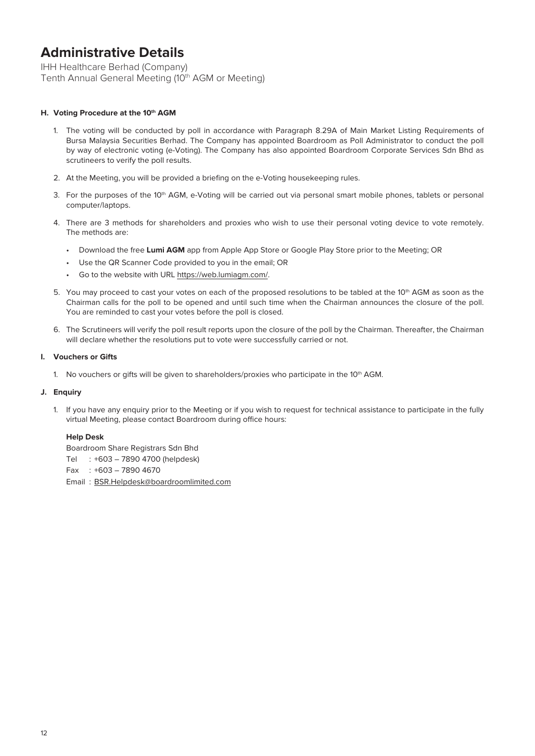# Administrative Details

IHH Healthcare Berhad (Company)
Tenth Annual General Meeting (10th AGM or Meeting)

### H. Voting Procedure at the 10th AGM

1. The voting will be conducted by poll in accordance with Paragraph 8.29A of Main Market Listing Requirements of Bursa Malaysia Securities Berhad. The Company has appointed Boardroom as Poll Administrator to conduct the poll by way of electronic voting (e-Voting). The Company has also appointed Boardroom Corporate Services Sdn Bhd as scrutineers to verify the poll results.
2. At the Meeting, you will be provided a briefing on the e-Voting housekeeping rules.
3. For the purposes of the 10th AGM, e-Voting will be carried out via personal smart mobile phones, tablets or personal computer/laptops.
4. There are 3 methods for shareholders and proxies who wish to use their personal voting device to vote remotely. The methods are:
   - Download the free **Lumi AGM** app from Apple App Store or Google Play Store prior to the Meeting; OR
   - Use the QR Scanner Code provided to you in the email; OR
   - Go to the website with URL https://web.lumiagm.com/.
5. You may proceed to cast your votes on each of the proposed resolutions to be tabled at the 10th AGM as soon as the Chairman calls for the poll to be opened and until such time when the Chairman announces the closure of the poll. You are reminded to cast your votes before the poll is closed.
6. The Scrutineers will verify the poll result reports upon the closure of the poll by the Chairman. Thereafter, the Chairman will declare whether the resolutions put to vote were successfully carried or not.

### I. Vouchers or Gifts

1. No vouchers or gifts will be given to shareholders/proxies who participate in the 10th AGM.

### J. Enquiry

1. If you have any enquiry prior to the Meeting or if you wish to request for technical assistance to participate in the fully virtual Meeting, please contact Boardroom during office hours:

   **Help Desk**
   Boardroom Share Registrars Sdn Bhd
   Tel : +603 – 7890 4700 (helpdesk)
   Fax : +603 – 7890 4670
   Email : BSR.Helpdesk@boardroomlimited.com